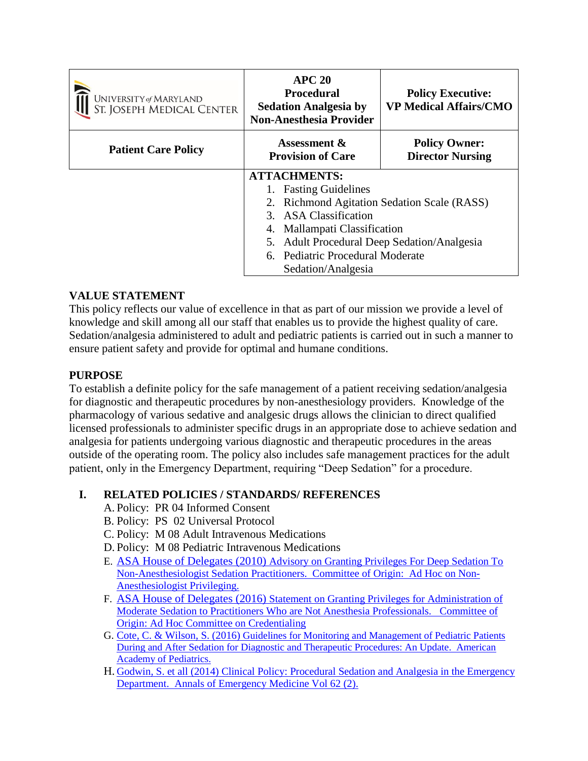| UNIVERSITY of MARYLAND ST. JOSEPH MEDICAL CENTER | **APC 20 Procedural Sedation Analgesia by Non-Anesthesia Provider** | **Policy Executive: VP Medical Affairs/CMO** |
|---|---|---|
| **Patient Care Policy** | **Assessment & Provision of Care** | **Policy Owner: Director Nursing** |
| | **ATTACHMENTS:** 1. Fasting Guidelines 2. Richmond Agitation Sedation Scale (RASS) 3. ASA Classification 4. Mallampati Classification 5. Adult Procedural Deep Sedation/Analgesia 6. Pediatric Procedural Moderate Sedation/Analgesia | |

## VALUE STATEMENT

This policy reflects our value of excellence in that as part of our mission we provide a level of knowledge and skill among all our staff that enables us to provide the highest quality of care. Sedation/analgesia administered to adult and pediatric patients is carried out in such a manner to ensure patient safety and provide for optimal and humane conditions.

## PURPOSE

To establish a definite policy for the safe management of a patient receiving sedation/analgesia for diagnostic and therapeutic procedures by non-anesthesiology providers. Knowledge of the pharmacology of various sedative and analgesic drugs allows the clinician to direct qualified licensed professionals to administer specific drugs in an appropriate dose to achieve sedation and analgesia for patients undergoing various diagnostic and therapeutic procedures in the areas outside of the operating room. The policy also includes safe management practices for the adult patient, only in the Emergency Department, requiring "Deep Sedation" for a procedure.

## I. RELATED POLICIES / STANDARDS/ REFERENCES

A. Policy: PR 04 Informed Consent

B. Policy: PS 02 Universal Protocol

C. Policy: M 08 Adult Intravenous Medications

D. Policy: M 08 Pediatric Intravenous Medications

E. ASA House of Delegates (2010) Advisory on Granting Privileges For Deep Sedation To Non-Anesthesiologist Sedation Practitioners. Committee of Origin: Ad Hoc on Non-Anesthesiologist Privileging.

F. ASA House of Delegates (2016) Statement on Granting Privileges for Administration of Moderate Sedation to Practitioners Who are Not Anesthesia Professionals. Committee of Origin: Ad Hoc Committee on Credentialing

G. Cote, C. & Wilson, S. (2016) Guidelines for Monitoring and Management of Pediatric Patients During and After Sedation for Diagnostic and Therapeutic Procedures: An Update. American Academy of Pediatrics.

H. Godwin, S. et all (2014) Clinical Policy: Procedural Sedation and Analgesia in the Emergency Department. Annals of Emergency Medicine Vol 62 (2).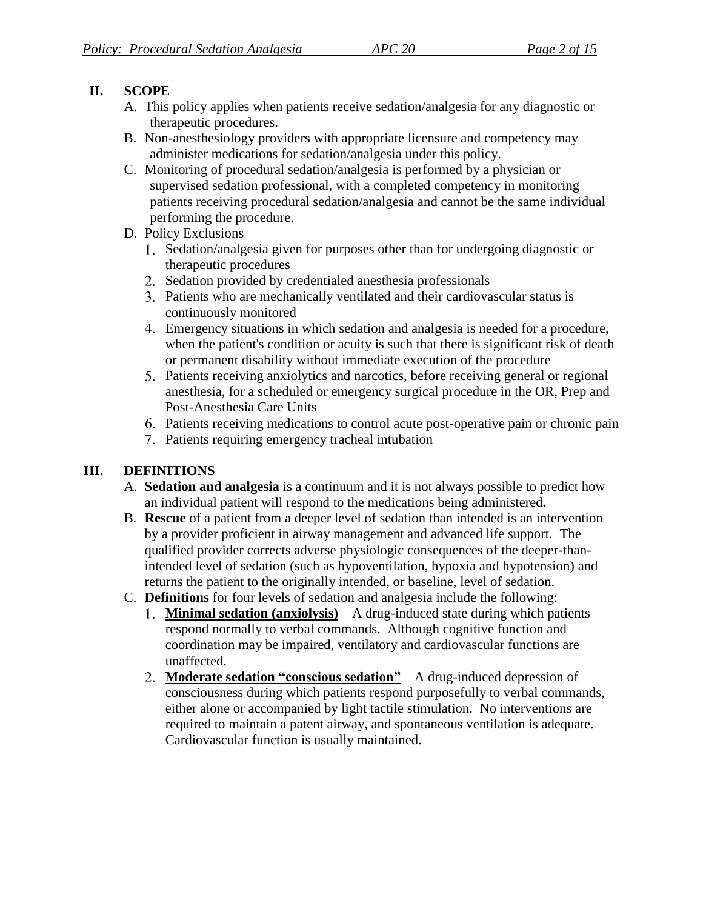## II. SCOPE

A. This policy applies when patients receive sedation/analgesia for any diagnostic or therapeutic procedures.

B. Non-anesthesiology providers with appropriate licensure and competency may administer medications for sedation/analgesia under this policy.

C. Monitoring of procedural sedation/analgesia is performed by a physician or supervised sedation professional, with a completed competency in monitoring patients receiving procedural sedation/analgesia and cannot be the same individual performing the procedure.

D. Policy Exclusions

1. Sedation/analgesia given for purposes other than for undergoing diagnostic or therapeutic procedures
2. Sedation provided by credentialed anesthesia professionals
3. Patients who are mechanically ventilated and their cardiovascular status is continuously monitored
4. Emergency situations in which sedation and analgesia is needed for a procedure, when the patient's condition or acuity is such that there is significant risk of death or permanent disability without immediate execution of the procedure
5. Patients receiving anxiolytics and narcotics, before receiving general or regional anesthesia, for a scheduled or emergency surgical procedure in the OR, Prep and Post-Anesthesia Care Units
6. Patients receiving medications to control acute post-operative pain or chronic pain
7. Patients requiring emergency tracheal intubation

## III. DEFINITIONS

A. **Sedation and analgesia** is a continuum and it is not always possible to predict how an individual patient will respond to the medications being administered**.**

B. **Rescue** of a patient from a deeper level of sedation than intended is an intervention by a provider proficient in airway management and advanced life support. The qualified provider corrects adverse physiologic consequences of the deeper-than-intended level of sedation (such as hypoventilation, hypoxia and hypotension) and returns the patient to the originally intended, or baseline, level of sedation.

C. **Definitions** for four levels of sedation and analgesia include the following:

1. **Minimal sedation (anxiolysis)** – A drug-induced state during which patients respond normally to verbal commands. Although cognitive function and coordination may be impaired, ventilatory and cardiovascular functions are unaffected.
2. **Moderate sedation "conscious sedation"** – A drug-induced depression of consciousness during which patients respond purposefully to verbal commands, either alone or accompanied by light tactile stimulation. No interventions are required to maintain a patent airway, and spontaneous ventilation is adequate. Cardiovascular function is usually maintained.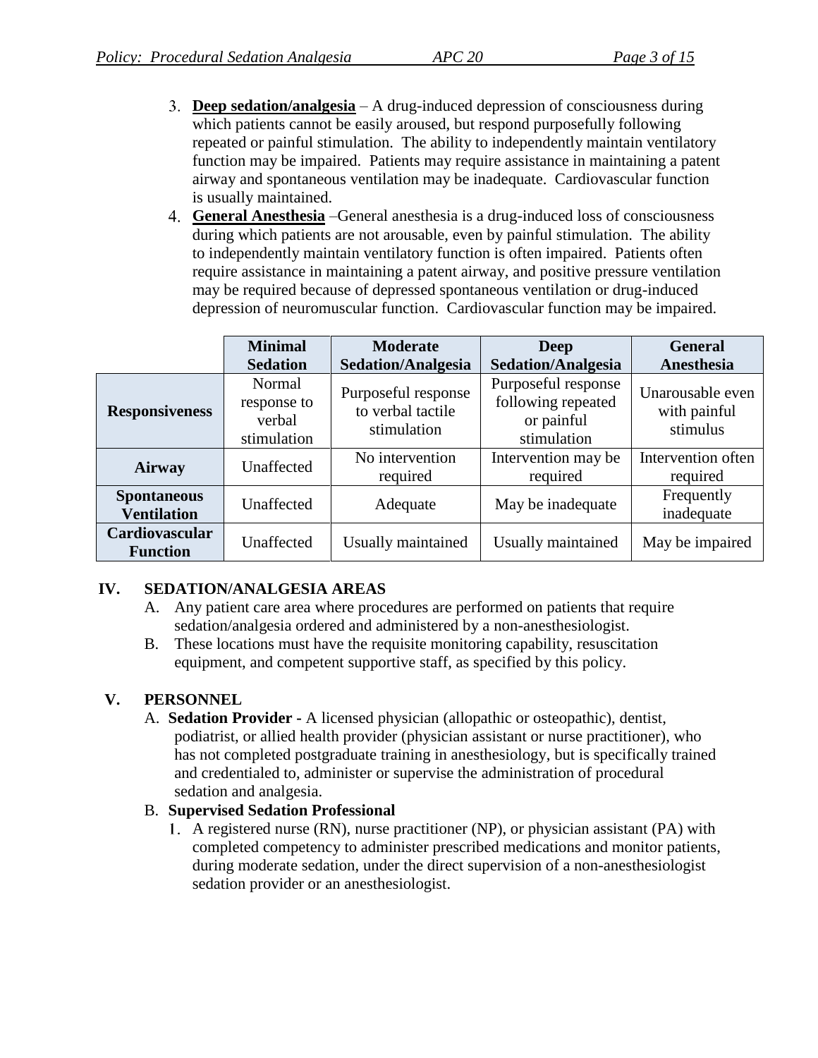3. **Deep sedation/analgesia** – A drug-induced depression of consciousness during which patients cannot be easily aroused, but respond purposefully following repeated or painful stimulation. The ability to independently maintain ventilatory function may be impaired. Patients may require assistance in maintaining a patent airway and spontaneous ventilation may be inadequate. Cardiovascular function is usually maintained.
4. **General Anesthesia** –General anesthesia is a drug-induced loss of consciousness during which patients are not arousable, even by painful stimulation. The ability to independently maintain ventilatory function is often impaired. Patients often require assistance in maintaining a patent airway, and positive pressure ventilation may be required because of depressed spontaneous ventilation or drug-induced depression of neuromuscular function. Cardiovascular function may be impaired.

| | Minimal Sedation | Moderate Sedation/Analgesia | Deep Sedation/Analgesia | General Anesthesia |
|---|---|---|---|---|
| **Responsiveness** | Normal response to verbal stimulation | Purposeful response to verbal tactile stimulation | Purposeful response following repeated or painful stimulation | Unarousable even with painful stimulus |
| **Airway** | Unaffected | No intervention required | Intervention may be required | Intervention often required |
| **Spontaneous Ventilation** | Unaffected | Adequate | May be inadequate | Frequently inadequate |
| **Cardiovascular Function** | Unaffected | Usually maintained | Usually maintained | May be impaired |

## IV. SEDATION/ANALGESIA AREAS

A. Any patient care area where procedures are performed on patients that require sedation/analgesia ordered and administered by a non-anesthesiologist.

B. These locations must have the requisite monitoring capability, resuscitation equipment, and competent supportive staff, as specified by this policy.

## V. PERSONNEL

A. **Sedation Provider -** A licensed physician (allopathic or osteopathic), dentist, podiatrist, or allied health provider (physician assistant or nurse practitioner), who has not completed postgraduate training in anesthesiology, but is specifically trained and credentialed to, administer or supervise the administration of procedural sedation and analgesia.

B. **Supervised Sedation Professional**

1. A registered nurse (RN), nurse practitioner (NP), or physician assistant (PA) with completed competency to administer prescribed medications and monitor patients, during moderate sedation, under the direct supervision of a non-anesthesiologist sedation provider or an anesthesiologist.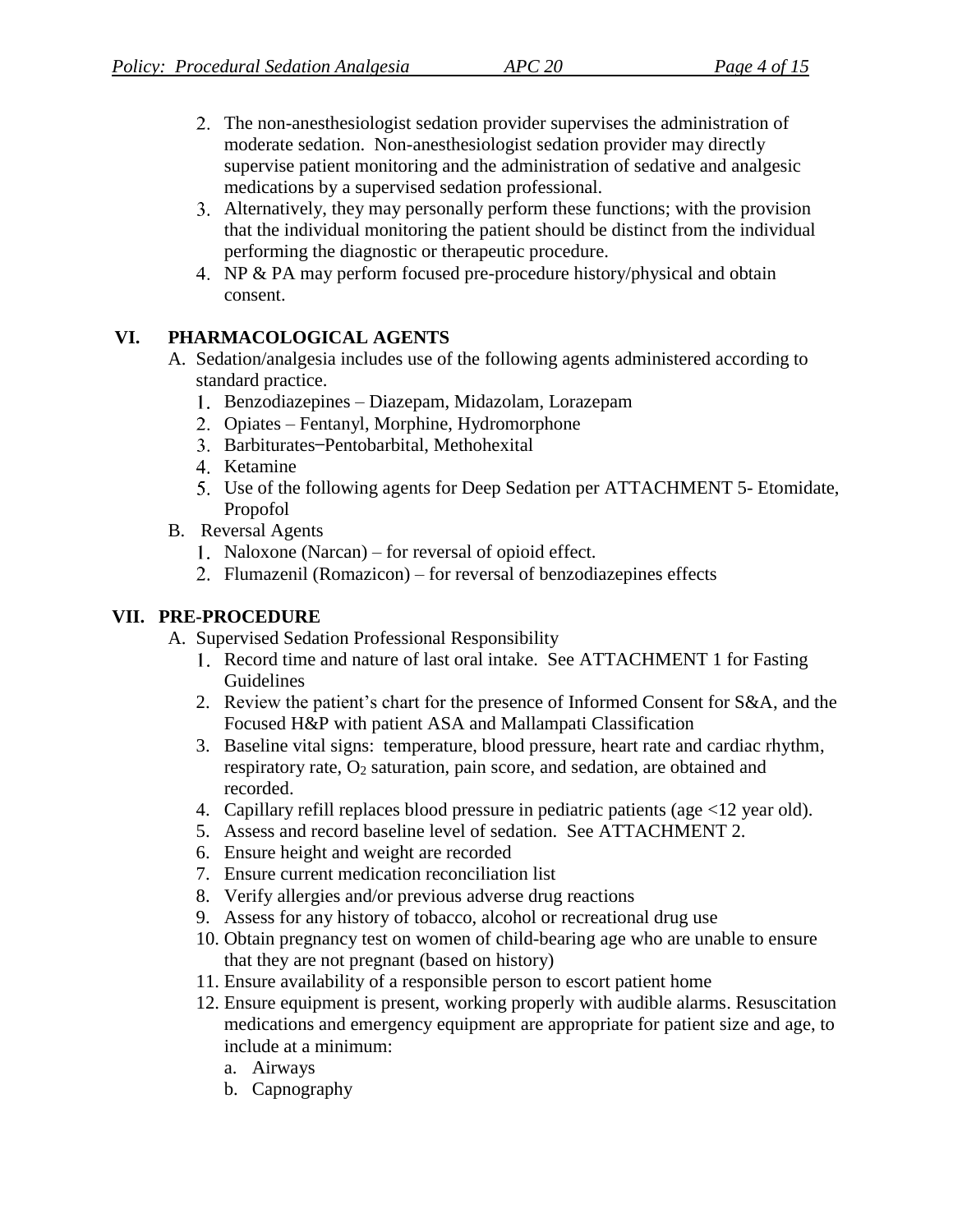2. The non-anesthesiologist sedation provider supervises the administration of moderate sedation. Non-anesthesiologist sedation provider may directly supervise patient monitoring and the administration of sedative and analgesic medications by a supervised sedation professional.
3. Alternatively, they may personally perform these functions; with the provision that the individual monitoring the patient should be distinct from the individual performing the diagnostic or therapeutic procedure.
4. NP & PA may perform focused pre-procedure history/physical and obtain consent.

## VI. PHARMACOLOGICAL AGENTS

A. Sedation/analgesia includes use of the following agents administered according to standard practice.
   1. Benzodiazepines – Diazepam, Midazolam, Lorazepam
   2. Opiates – Fentanyl, Morphine, Hydromorphone
   3. Barbiturates–Pentobarbital, Methohexital
   4. Ketamine
   5. Use of the following agents for Deep Sedation per ATTACHMENT 5- Etomidate, Propofol

B. Reversal Agents
   1. Naloxone (Narcan) – for reversal of opioid effect.
   2. Flumazenil (Romazicon) – for reversal of benzodiazepines effects

## VII. PRE-PROCEDURE

A. Supervised Sedation Professional Responsibility
   1. Record time and nature of last oral intake. See ATTACHMENT 1 for Fasting Guidelines
   2. Review the patient's chart for the presence of Informed Consent for S&A, and the Focused H&P with patient ASA and Mallampati Classification
   3. Baseline vital signs: temperature, blood pressure, heart rate and cardiac rhythm, respiratory rate, $O_2$ saturation, pain score, and sedation, are obtained and recorded.
   4. Capillary refill replaces blood pressure in pediatric patients (age <12 year old).
   5. Assess and record baseline level of sedation. See ATTACHMENT 2.
   6. Ensure height and weight are recorded
   7. Ensure current medication reconciliation list
   8. Verify allergies and/or previous adverse drug reactions
   9. Assess for any history of tobacco, alcohol or recreational drug use
   10. Obtain pregnancy test on women of child-bearing age who are unable to ensure that they are not pregnant (based on history)
   11. Ensure availability of a responsible person to escort patient home
   12. Ensure equipment is present, working properly with audible alarms. Resuscitation medications and emergency equipment are appropriate for patient size and age, to include at a minimum:
       a. Airways
       b. Capnography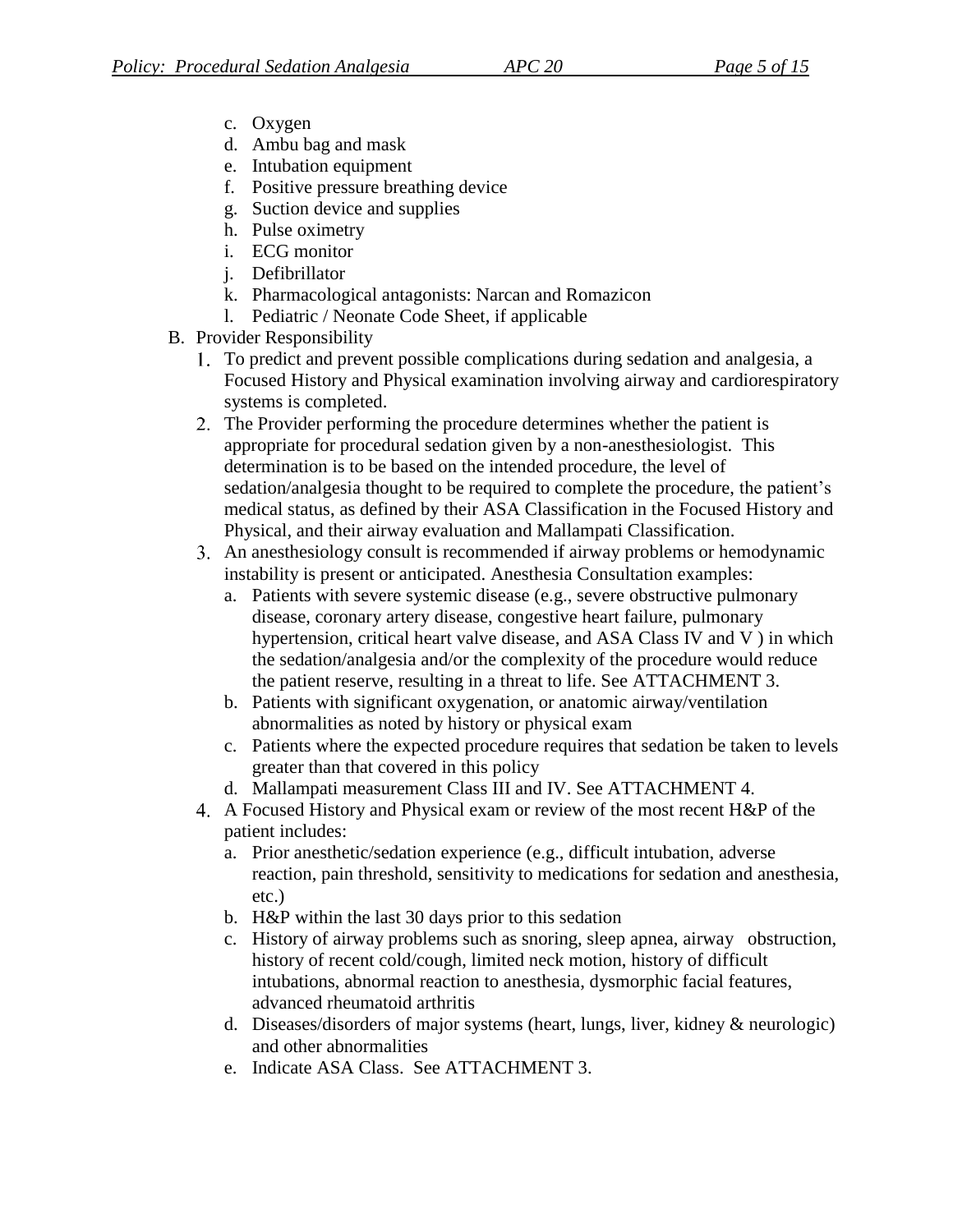c. Oxygen
d. Ambu bag and mask
e. Intubation equipment
f. Positive pressure breathing device
g. Suction device and supplies
h. Pulse oximetry
i. ECG monitor
j. Defibrillator
k. Pharmacological antagonists: Narcan and Romazicon
l. Pediatric / Neonate Code Sheet, if applicable

B. Provider Responsibility

1. To predict and prevent possible complications during sedation and analgesia, a Focused History and Physical examination involving airway and cardiorespiratory systems is completed.
2. The Provider performing the procedure determines whether the patient is appropriate for procedural sedation given by a non-anesthesiologist. This determination is to be based on the intended procedure, the level of sedation/analgesia thought to be required to complete the procedure, the patient's medical status, as defined by their ASA Classification in the Focused History and Physical, and their airway evaluation and Mallampati Classification.
3. An anesthesiology consult is recommended if airway problems or hemodynamic instability is present or anticipated. Anesthesia Consultation examples:
   a. Patients with severe systemic disease (e.g., severe obstructive pulmonary disease, coronary artery disease, congestive heart failure, pulmonary hypertension, critical heart valve disease, and ASA Class IV and V ) in which the sedation/analgesia and/or the complexity of the procedure would reduce the patient reserve, resulting in a threat to life. See ATTACHMENT 3.
   b. Patients with significant oxygenation, or anatomic airway/ventilation abnormalities as noted by history or physical exam
   c. Patients where the expected procedure requires that sedation be taken to levels greater than that covered in this policy
   d. Mallampati measurement Class III and IV. See ATTACHMENT 4.
4. A Focused History and Physical exam or review of the most recent H&P of the patient includes:
   a. Prior anesthetic/sedation experience (e.g., difficult intubation, adverse reaction, pain threshold, sensitivity to medications for sedation and anesthesia, etc.)
   b. H&P within the last 30 days prior to this sedation
   c. History of airway problems such as snoring, sleep apnea, airway obstruction, history of recent cold/cough, limited neck motion, history of difficult intubations, abnormal reaction to anesthesia, dysmorphic facial features, advanced rheumatoid arthritis
   d. Diseases/disorders of major systems (heart, lungs, liver, kidney & neurologic) and other abnormalities
   e. Indicate ASA Class. See ATTACHMENT 3.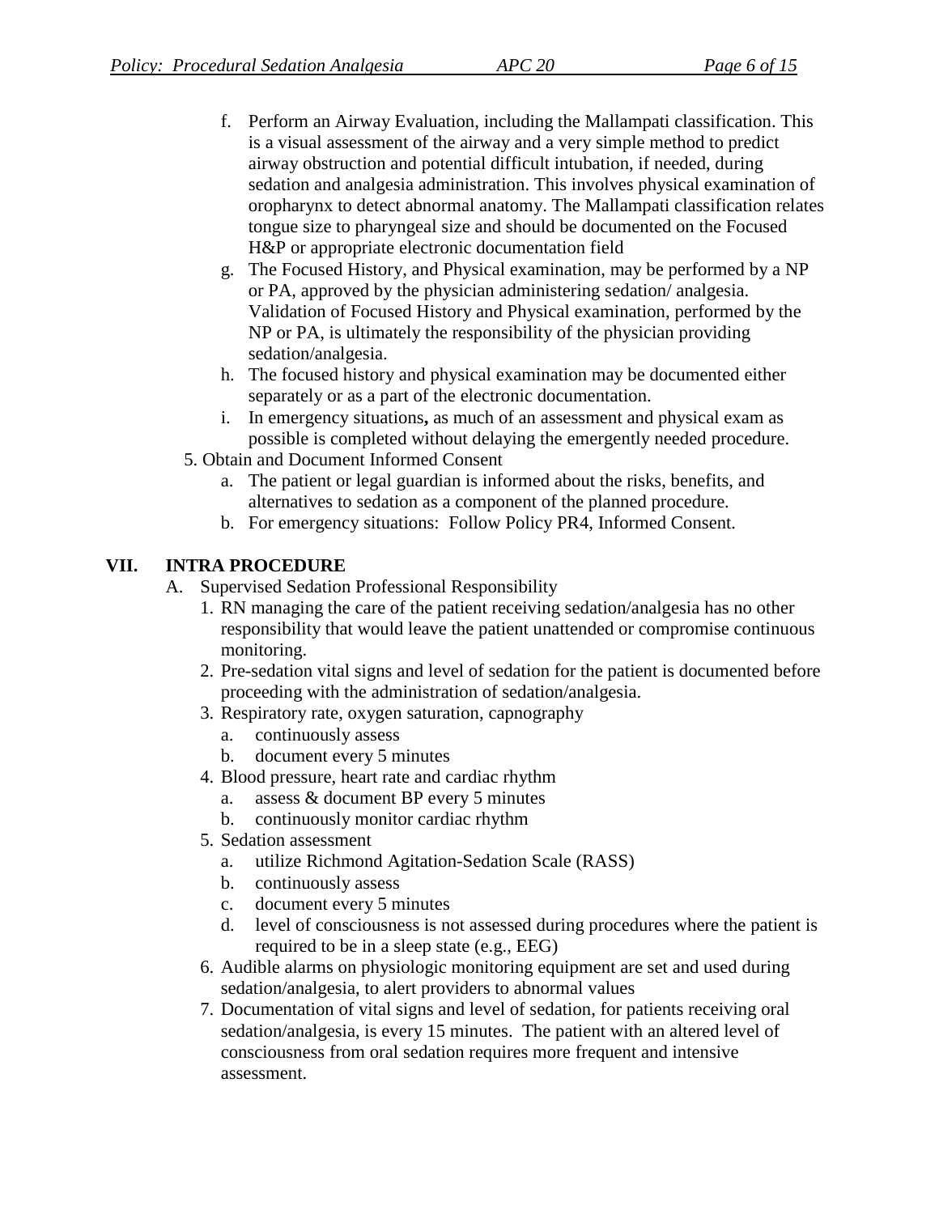f. Perform an Airway Evaluation, including the Mallampati classification. This is a visual assessment of the airway and a very simple method to predict airway obstruction and potential difficult intubation, if needed, during sedation and analgesia administration. This involves physical examination of oropharynx to detect abnormal anatomy. The Mallampati classification relates tongue size to pharyngeal size and should be documented on the Focused H&P or appropriate electronic documentation field

g. The Focused History, and Physical examination, may be performed by a NP or PA, approved by the physician administering sedation/ analgesia. Validation of Focused History and Physical examination, performed by the NP or PA, is ultimately the responsibility of the physician providing sedation/analgesia.

h. The focused history and physical examination may be documented either separately or as a part of the electronic documentation.

i. In emergency situations**,** as much of an assessment and physical exam as possible is completed without delaying the emergently needed procedure.

5. Obtain and Document Informed Consent
   a. The patient or legal guardian is informed about the risks, benefits, and alternatives to sedation as a component of the planned procedure.
   b. For emergency situations: Follow Policy PR4, Informed Consent.

## VII. INTRA PROCEDURE

A. Supervised Sedation Professional Responsibility

1. RN managing the care of the patient receiving sedation/analgesia has no other responsibility that would leave the patient unattended or compromise continuous monitoring.
2. Pre-sedation vital signs and level of sedation for the patient is documented before proceeding with the administration of sedation/analgesia.
3. Respiratory rate, oxygen saturation, capnography
   a. continuously assess
   b. document every 5 minutes
4. Blood pressure, heart rate and cardiac rhythm
   a. assess & document BP every 5 minutes
   b. continuously monitor cardiac rhythm
5. Sedation assessment
   a. utilize Richmond Agitation-Sedation Scale (RASS)
   b. continuously assess
   c. document every 5 minutes
   d. level of consciousness is not assessed during procedures where the patient is required to be in a sleep state (e.g., EEG)
6. Audible alarms on physiologic monitoring equipment are set and used during sedation/analgesia, to alert providers to abnormal values
7. Documentation of vital signs and level of sedation, for patients receiving oral sedation/analgesia, is every 15 minutes. The patient with an altered level of consciousness from oral sedation requires more frequent and intensive assessment.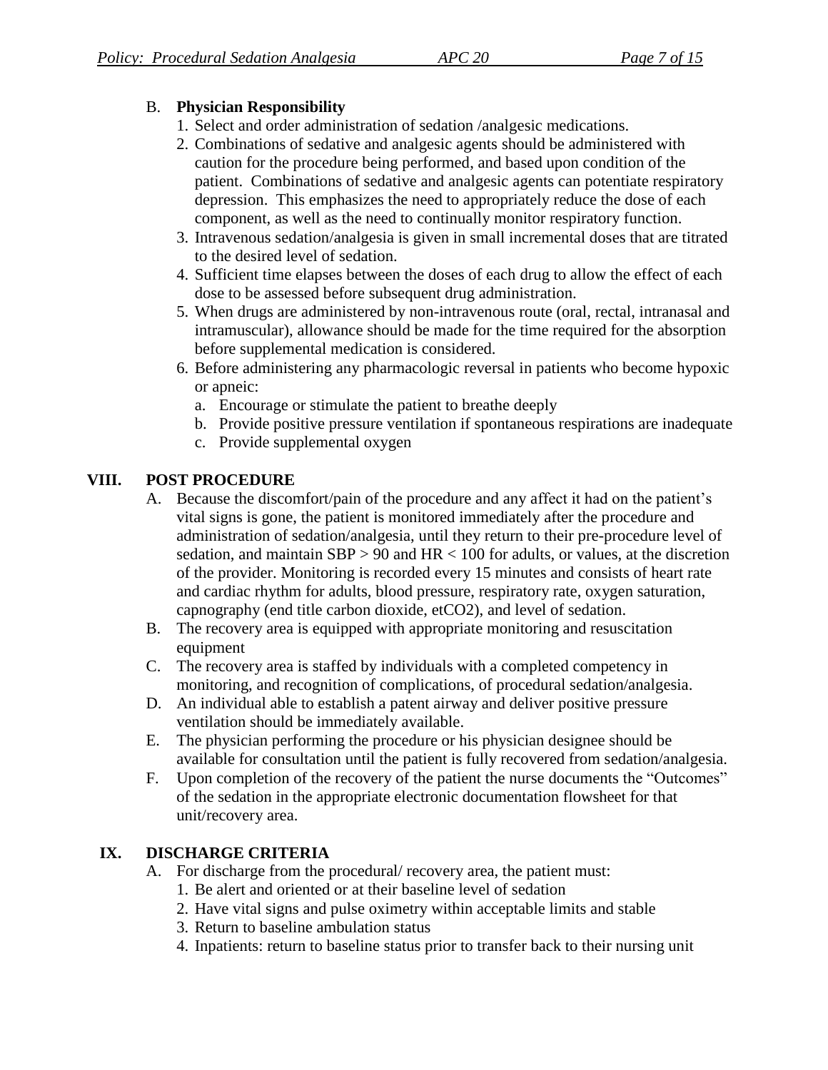B. **Physician Responsibility**

1. Select and order administration of sedation /analgesic medications.
2. Combinations of sedative and analgesic agents should be administered with caution for the procedure being performed, and based upon condition of the patient. Combinations of sedative and analgesic agents can potentiate respiratory depression. This emphasizes the need to appropriately reduce the dose of each component, as well as the need to continually monitor respiratory function.
3. Intravenous sedation/analgesia is given in small incremental doses that are titrated to the desired level of sedation.
4. Sufficient time elapses between the doses of each drug to allow the effect of each dose to be assessed before subsequent drug administration.
5. When drugs are administered by non-intravenous route (oral, rectal, intranasal and intramuscular), allowance should be made for the time required for the absorption before supplemental medication is considered.
6. Before administering any pharmacologic reversal in patients who become hypoxic or apneic:
   a. Encourage or stimulate the patient to breathe deeply
   b. Provide positive pressure ventilation if spontaneous respirations are inadequate
   c. Provide supplemental oxygen

## VIII. POST PROCEDURE

A. Because the discomfort/pain of the procedure and any affect it had on the patient's vital signs is gone, the patient is monitored immediately after the procedure and administration of sedation/analgesia, until they return to their pre-procedure level of sedation, and maintain SBP > 90 and HR < 100 for adults, or values, at the discretion of the provider. Monitoring is recorded every 15 minutes and consists of heart rate and cardiac rhythm for adults, blood pressure, respiratory rate, oxygen saturation, capnography (end title carbon dioxide, $etCO_2$), and level of sedation.

B. The recovery area is equipped with appropriate monitoring and resuscitation equipment

C. The recovery area is staffed by individuals with a completed competency in monitoring, and recognition of complications, of procedural sedation/analgesia.

D. An individual able to establish a patent airway and deliver positive pressure ventilation should be immediately available.

E. The physician performing the procedure or his physician designee should be available for consultation until the patient is fully recovered from sedation/analgesia.

F. Upon completion of the recovery of the patient the nurse documents the "Outcomes" of the sedation in the appropriate electronic documentation flowsheet for that unit/recovery area.

## IX. DISCHARGE CRITERIA

A. For discharge from the procedural/ recovery area, the patient must:

1. Be alert and oriented or at their baseline level of sedation
2. Have vital signs and pulse oximetry within acceptable limits and stable
3. Return to baseline ambulation status
4. Inpatients: return to baseline status prior to transfer back to their nursing unit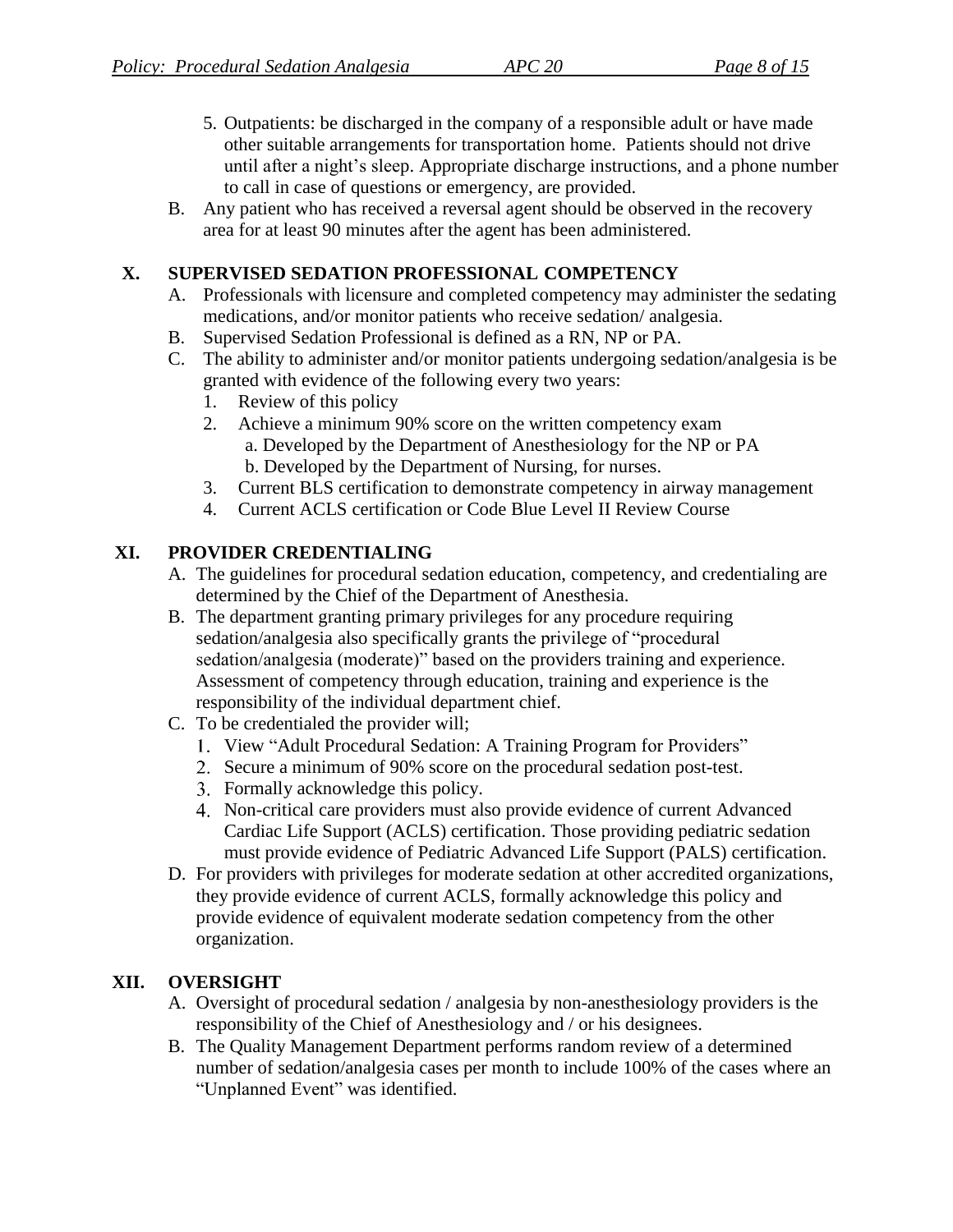5. Outpatients: be discharged in the company of a responsible adult or have made other suitable arrangements for transportation home. Patients should not drive until after a night's sleep. Appropriate discharge instructions, and a phone number to call in case of questions or emergency, are provided.

B. Any patient who has received a reversal agent should be observed in the recovery area for at least 90 minutes after the agent has been administered.

## X. SUPERVISED SEDATION PROFESSIONAL COMPETENCY

A. Professionals with licensure and completed competency may administer the sedating medications, and/or monitor patients who receive sedation/ analgesia.

B. Supervised Sedation Professional is defined as a RN, NP or PA.

C. The ability to administer and/or monitor patients undergoing sedation/analgesia is be granted with evidence of the following every two years:

1. Review of this policy
2. Achieve a minimum 90% score on the written competency exam
   a. Developed by the Department of Anesthesiology for the NP or PA
   b. Developed by the Department of Nursing, for nurses.
3. Current BLS certification to demonstrate competency in airway management
4. Current ACLS certification or Code Blue Level II Review Course

## XI. PROVIDER CREDENTIALING

A. The guidelines for procedural sedation education, competency, and credentialing are determined by the Chief of the Department of Anesthesia.

B. The department granting primary privileges for any procedure requiring sedation/analgesia also specifically grants the privilege of "procedural sedation/analgesia (moderate)" based on the providers training and experience. Assessment of competency through education, training and experience is the responsibility of the individual department chief.

C. To be credentialed the provider will;

1. View "Adult Procedural Sedation: A Training Program for Providers"
2. Secure a minimum of 90% score on the procedural sedation post-test.
3. Formally acknowledge this policy.
4. Non-critical care providers must also provide evidence of current Advanced Cardiac Life Support (ACLS) certification. Those providing pediatric sedation must provide evidence of Pediatric Advanced Life Support (PALS) certification.

D. For providers with privileges for moderate sedation at other accredited organizations, they provide evidence of current ACLS, formally acknowledge this policy and provide evidence of equivalent moderate sedation competency from the other organization.

## XII. OVERSIGHT

A. Oversight of procedural sedation / analgesia by non-anesthesiology providers is the responsibility of the Chief of Anesthesiology and / or his designees.

B. The Quality Management Department performs random review of a determined number of sedation/analgesia cases per month to include 100% of the cases where an "Unplanned Event" was identified.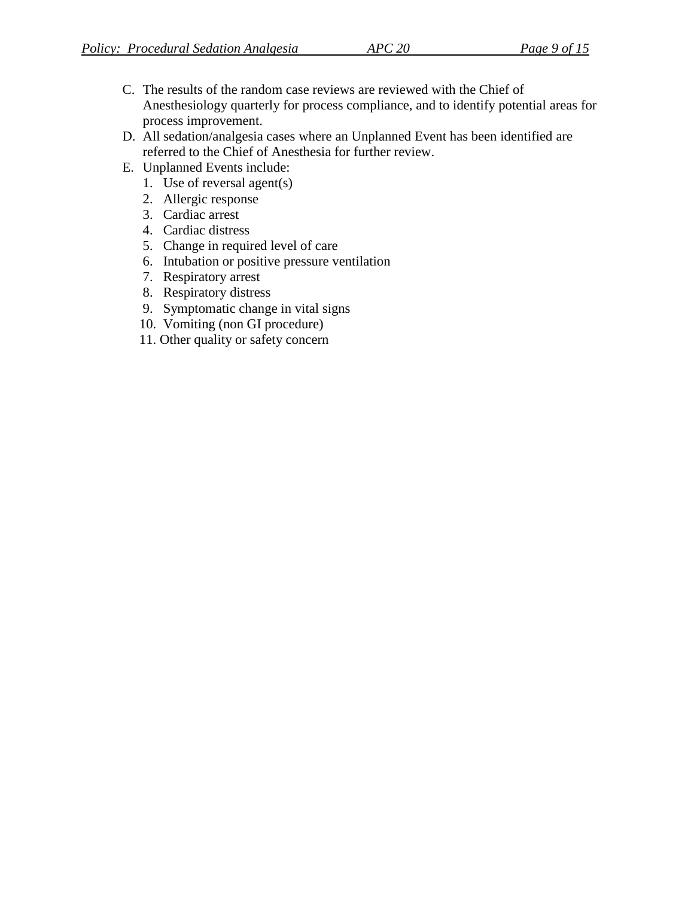C. The results of the random case reviews are reviewed with the Chief of Anesthesiology quarterly for process compliance, and to identify potential areas for process improvement.

D. All sedation/analgesia cases where an Unplanned Event has been identified are referred to the Chief of Anesthesia for further review.

E. Unplanned Events include:
   1. Use of reversal agent(s)
   2. Allergic response
   3. Cardiac arrest
   4. Cardiac distress
   5. Change in required level of care
   6. Intubation or positive pressure ventilation
   7. Respiratory arrest
   8. Respiratory distress
   9. Symptomatic change in vital signs
   10. Vomiting (non GI procedure)
   11. Other quality or safety concern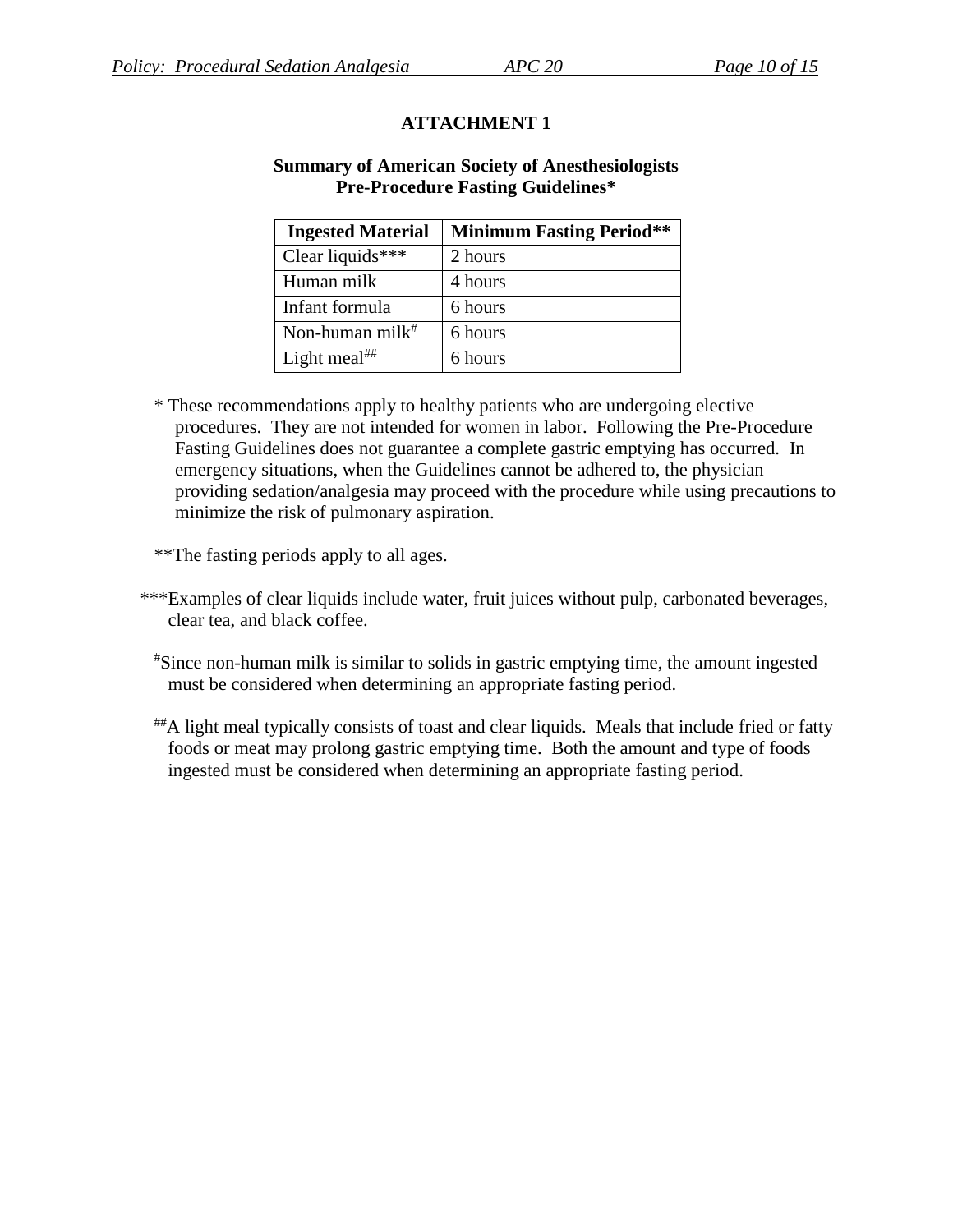## ATTACHMENT 1

### Summary of American Society of Anesthesiologists Pre-Procedure Fasting Guidelines*

| Ingested Material | Minimum Fasting Period** |
|---|---|
| Clear liquids*** | 2 hours |
| Human milk | 4 hours |
| Infant formula | 6 hours |
| Non-human milk[#] | 6 hours |
| Light meal[##] | 6 hours |

\* These recommendations apply to healthy patients who are undergoing elective procedures. They are not intended for women in labor. Following the Pre-Procedure Fasting Guidelines does not guarantee a complete gastric emptying has occurred. In emergency situations, when the Guidelines cannot be adhered to, the physician providing sedation/analgesia may proceed with the procedure while using precautions to minimize the risk of pulmonary aspiration.

**The fasting periods apply to all ages.

***Examples of clear liquids include water, fruit juices without pulp, carbonated beverages, clear tea, and black coffee.

[#]Since non-human milk is similar to solids in gastric emptying time, the amount ingested must be considered when determining an appropriate fasting period.

[##]A light meal typically consists of toast and clear liquids. Meals that include fried or fatty foods or meat may prolong gastric emptying time. Both the amount and type of foods ingested must be considered when determining an appropriate fasting period.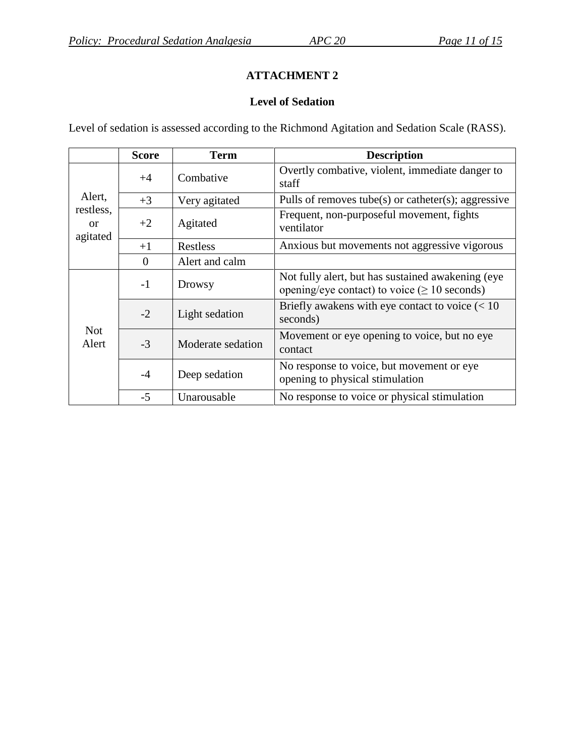# ATTACHMENT 2

## Level of Sedation

Level of sedation is assessed according to the Richmond Agitation and Sedation Scale (RASS).

| | Score | Term | Description |
|---|---|---|---|
| Alert, restless, or agitated | +4 | Combative | Overtly combative, violent, immediate danger to staff |
| | +3 | Very agitated | Pulls of removes tube(s) or catheter(s); aggressive |
| | +2 | Agitated | Frequent, non-purposeful movement, fights ventilator |
| | +1 | Restless | Anxious but movements not aggressive vigorous |
| | 0 | Alert and calm | |
| Not Alert | -1 | Drowsy | Not fully alert, but has sustained awakening (eye opening/eye contact) to voice (≥ 10 seconds) |
| | -2 | Light sedation | Briefly awakens with eye contact to voice (< 10 seconds) |
| | -3 | Moderate sedation | Movement or eye opening to voice, but no eye contact |
| | -4 | Deep sedation | No response to voice, but movement or eye opening to physical stimulation |
| | -5 | Unarousable | No response to voice or physical stimulation |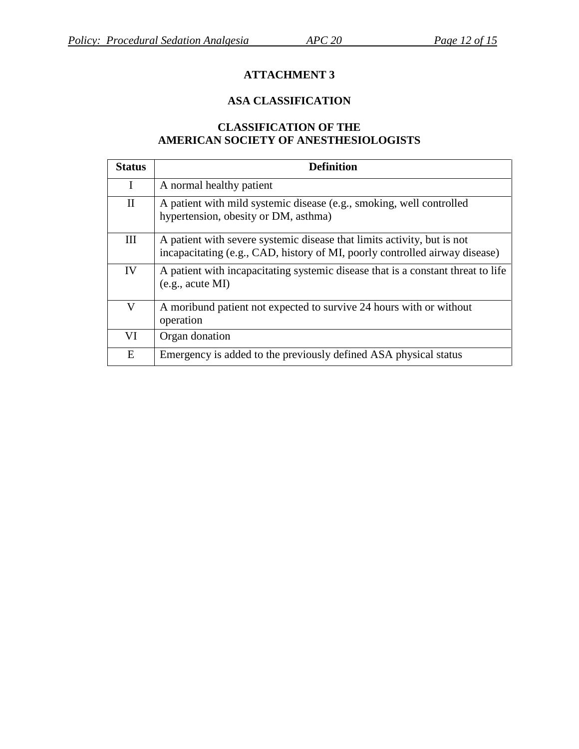# ATTACHMENT 3

## ASA CLASSIFICATION

### CLASSIFICATION OF THE AMERICAN SOCIETY OF ANESTHESIOLOGISTS

| Status | Definition |
| --- | --- |
| I | A normal healthy patient |
| II | A patient with mild systemic disease (e.g., smoking, well controlled hypertension, obesity or DM, asthma) |
| III | A patient with severe systemic disease that limits activity, but is not incapacitating (e.g., CAD, history of MI, poorly controlled airway disease) |
| IV | A patient with incapacitating systemic disease that is a constant threat to life (e.g., acute MI) |
| V | A moribund patient not expected to survive 24 hours with or without operation |
| VI | Organ donation |
| E | Emergency is added to the previously defined ASA physical status |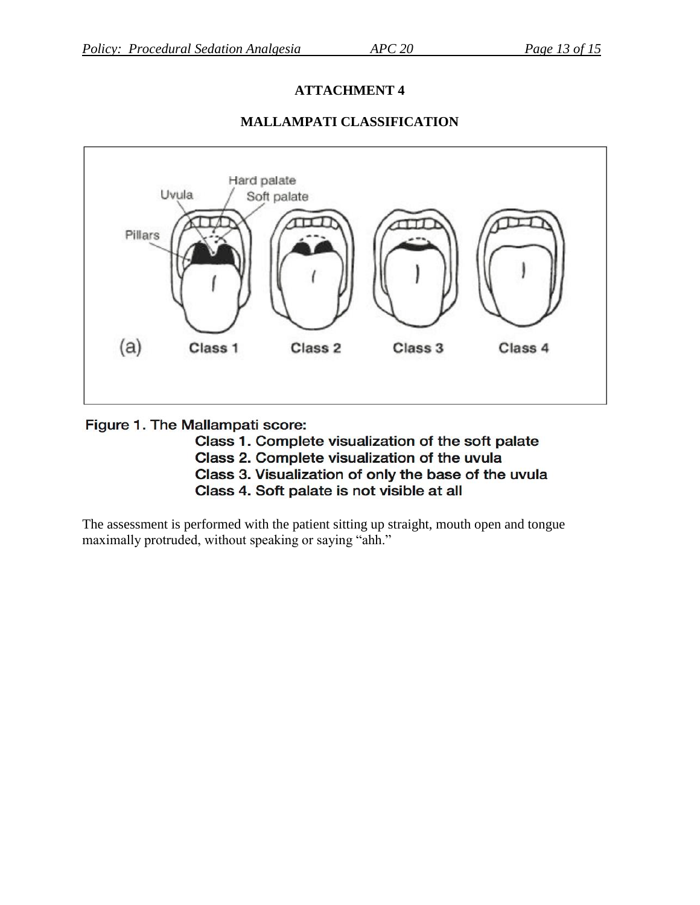# ATTACHMENT 4

## MALLAMPATI CLASSIFICATION

Figure 1. The Mallampati score:

Class 1. Complete visualization of the soft palate
Class 2. Complete visualization of the uvula
Class 3. Visualization of only the base of the uvula
Class 4. Soft palate is not visible at all

The assessment is performed with the patient sitting up straight, mouth open and tongue maximally protruded, without speaking or saying "ahh."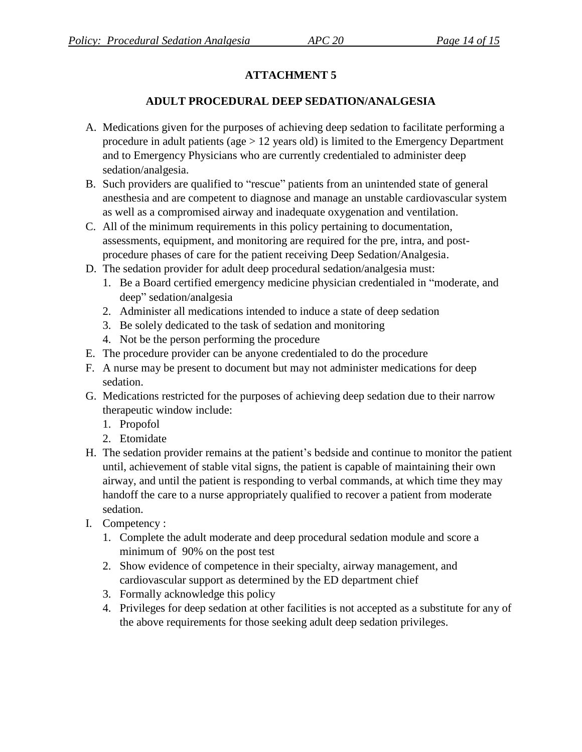## ATTACHMENT 5

## ADULT PROCEDURAL DEEP SEDATION/ANALGESIA

A. Medications given for the purposes of achieving deep sedation to facilitate performing a procedure in adult patients (age > 12 years old) is limited to the Emergency Department and to Emergency Physicians who are currently credentialed to administer deep sedation/analgesia.

B. Such providers are qualified to "rescue" patients from an unintended state of general anesthesia and are competent to diagnose and manage an unstable cardiovascular system as well as a compromised airway and inadequate oxygenation and ventilation.

C. All of the minimum requirements in this policy pertaining to documentation, assessments, equipment, and monitoring are required for the pre, intra, and post-procedure phases of care for the patient receiving Deep Sedation/Analgesia.

D. The sedation provider for adult deep procedural sedation/analgesia must:
   1. Be a Board certified emergency medicine physician credentialed in "moderate, and deep" sedation/analgesia
   2. Administer all medications intended to induce a state of deep sedation
   3. Be solely dedicated to the task of sedation and monitoring
   4. Not be the person performing the procedure

E. The procedure provider can be anyone credentialed to do the procedure

F. A nurse may be present to document but may not administer medications for deep sedation.

G. Medications restricted for the purposes of achieving deep sedation due to their narrow therapeutic window include:
   1. Propofol
   2. Etomidate

H. The sedation provider remains at the patient's bedside and continue to monitor the patient until, achievement of stable vital signs, the patient is capable of maintaining their own airway, and until the patient is responding to verbal commands, at which time they may handoff the care to a nurse appropriately qualified to recover a patient from moderate sedation.

I. Competency :
   1. Complete the adult moderate and deep procedural sedation module and score a minimum of 90% on the post test
   2. Show evidence of competence in their specialty, airway management, and cardiovascular support as determined by the ED department chief
   3. Formally acknowledge this policy
   4. Privileges for deep sedation at other facilities is not accepted as a substitute for any of the above requirements for those seeking adult deep sedation privileges.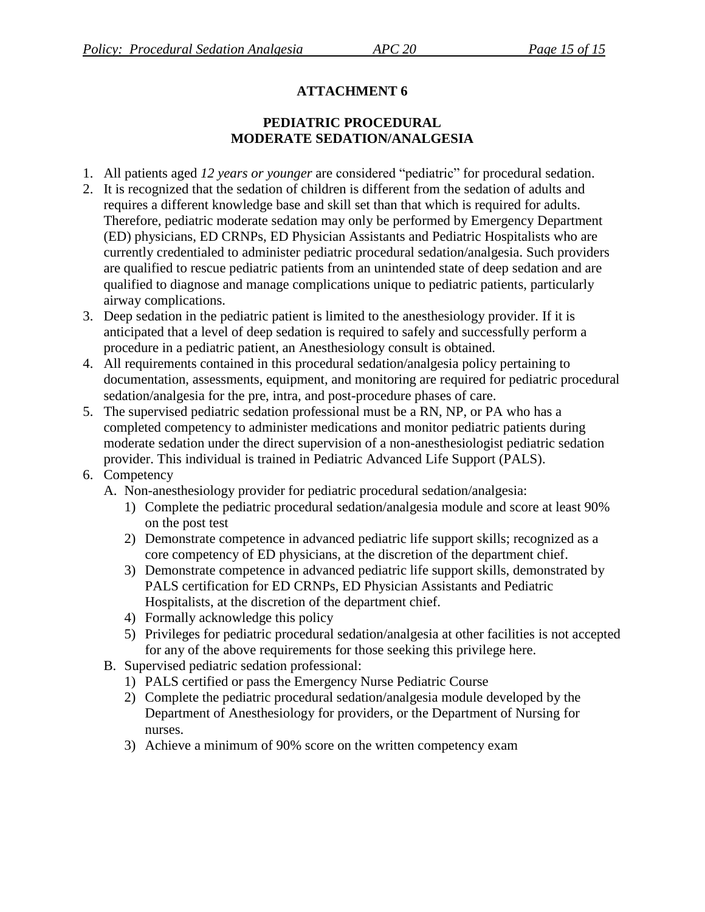## ATTACHMENT 6

### PEDIATRIC PROCEDURAL MODERATE SEDATION/ANALGESIA

1. All patients aged *12 years or younger* are considered "pediatric" for procedural sedation.
2. It is recognized that the sedation of children is different from the sedation of adults and requires a different knowledge base and skill set than that which is required for adults. Therefore, pediatric moderate sedation may only be performed by Emergency Department (ED) physicians, ED CRNPs, ED Physician Assistants and Pediatric Hospitalists who are currently credentialed to administer pediatric procedural sedation/analgesia. Such providers are qualified to rescue pediatric patients from an unintended state of deep sedation and are qualified to diagnose and manage complications unique to pediatric patients, particularly airway complications.
3. Deep sedation in the pediatric patient is limited to the anesthesiology provider. If it is anticipated that a level of deep sedation is required to safely and successfully perform a procedure in a pediatric patient, an Anesthesiology consult is obtained.
4. All requirements contained in this procedural sedation/analgesia policy pertaining to documentation, assessments, equipment, and monitoring are required for pediatric procedural sedation/analgesia for the pre, intra, and post-procedure phases of care.
5. The supervised pediatric sedation professional must be a RN, NP, or PA who has a completed competency to administer medications and monitor pediatric patients during moderate sedation under the direct supervision of a non-anesthesiologist pediatric sedation provider. This individual is trained in Pediatric Advanced Life Support (PALS).
6. Competency
   - A. Non-anesthesiology provider for pediatric procedural sedation/analgesia:
     1) Complete the pediatric procedural sedation/analgesia module and score at least 90% on the post test
     2) Demonstrate competence in advanced pediatric life support skills; recognized as a core competency of ED physicians, at the discretion of the department chief.
     3) Demonstrate competence in advanced pediatric life support skills, demonstrated by PALS certification for ED CRNPs, ED Physician Assistants and Pediatric Hospitalists, at the discretion of the department chief.
     4) Formally acknowledge this policy
     5) Privileges for pediatric procedural sedation/analgesia at other facilities is not accepted for any of the above requirements for those seeking this privilege here.
   - B. Supervised pediatric sedation professional:
     1) PALS certified or pass the Emergency Nurse Pediatric Course
     2) Complete the pediatric procedural sedation/analgesia module developed by the Department of Anesthesiology for providers, or the Department of Nursing for nurses.
     3) Achieve a minimum of 90% score on the written competency exam